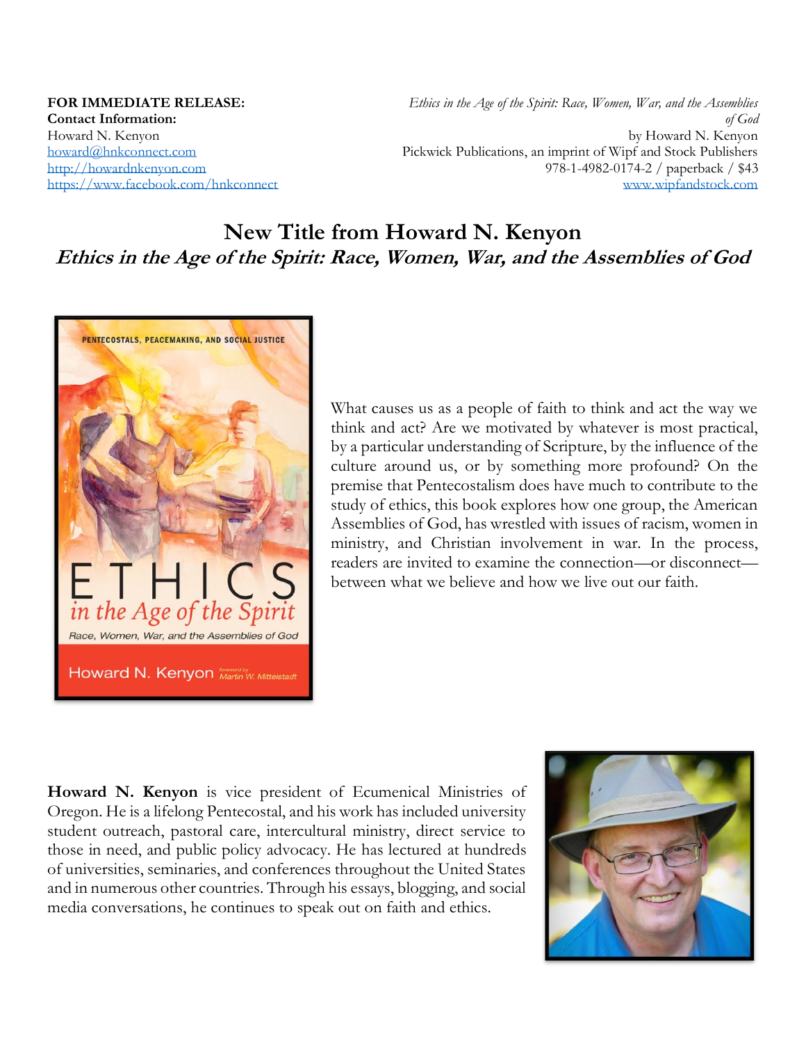**FOR IMMEDIATE RELEASE:**
**Contact Information:**
Howard N. Kenyon
howard@hnkconnect.com
http://howardnkenyon.com
https://www.facebook.com/hnkconnect

*Ethics in the Age of the Spirit: Race, Women, War, and the Assemblies of God*
by Howard N. Kenyon
Pickwick Publications, an imprint of Wipf and Stock Publishers
978-1-4982-0174-2 / paperback / $43
www.wipfandstock.com

# New Title from Howard N. Kenyon

## *Ethics in the Age of the Spirit: Race, Women, War, and the Assemblies of God*

What causes us as a people of faith to think and act the way we think and act? Are we motivated by whatever is most practical, by a particular understanding of Scripture, by the influence of the culture around us, or by something more profound? On the premise that Pentecostalism does have much to contribute to the study of ethics, this book explores how one group, the American Assemblies of God, has wrestled with issues of racism, women in ministry, and Christian involvement in war. In the process, readers are invited to examine the connection—or disconnect—between what we believe and how we live out our faith.

**Howard N. Kenyon** is vice president of Ecumenical Ministries of Oregon. He is a lifelong Pentecostal, and his work has included university student outreach, pastoral care, intercultural ministry, direct service to those in need, and public policy advocacy. He has lectured at hundreds of universities, seminaries, and conferences throughout the United States and in numerous other countries. Through his essays, blogging, and social media conversations, he continues to speak out on faith and ethics.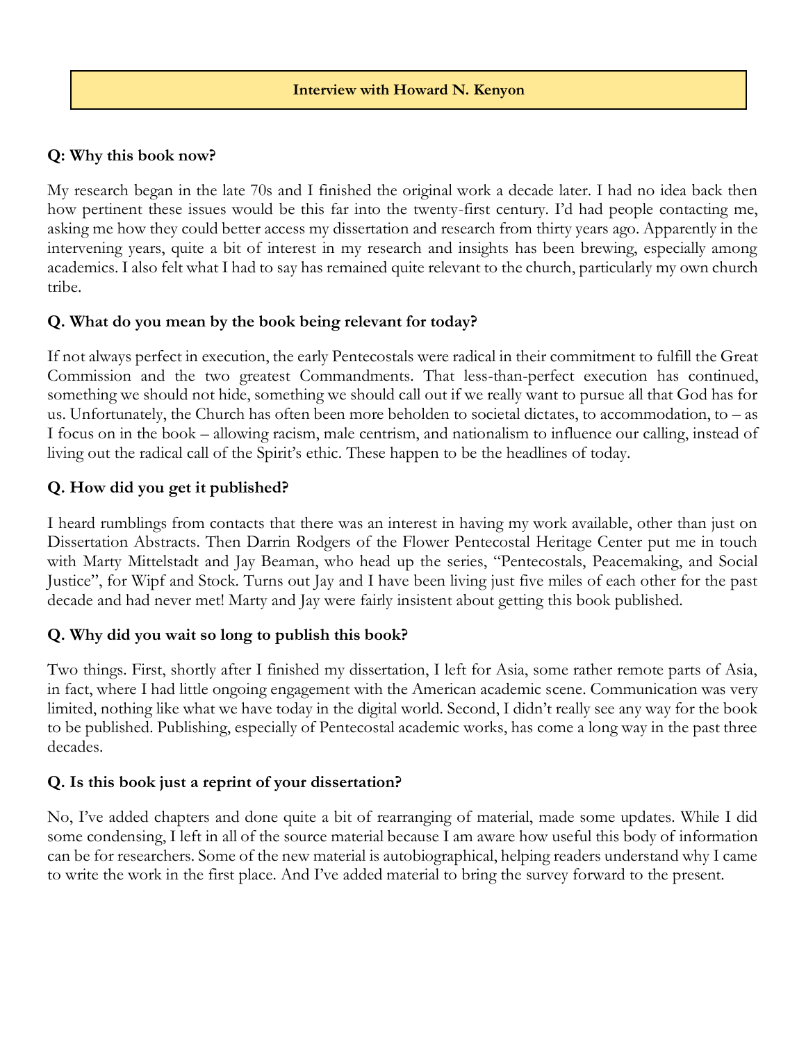**Interview with Howard N. Kenyon**

**Q: Why this book now?**

My research began in the late 70s and I finished the original work a decade later. I had no idea back then how pertinent these issues would be this far into the twenty-first century. I'd had people contacting me, asking me how they could better access my dissertation and research from thirty years ago. Apparently in the intervening years, quite a bit of interest in my research and insights has been brewing, especially among academics. I also felt what I had to say has remained quite relevant to the church, particularly my own church tribe.

**Q. What do you mean by the book being relevant for today?**

If not always perfect in execution, the early Pentecostals were radical in their commitment to fulfill the Great Commission and the two greatest Commandments. That less-than-perfect execution has continued, something we should not hide, something we should call out if we really want to pursue all that God has for us. Unfortunately, the Church has often been more beholden to societal dictates, to accommodation, to – as I focus on in the book – allowing racism, male centrism, and nationalism to influence our calling, instead of living out the radical call of the Spirit's ethic. These happen to be the headlines of today.

**Q. How did you get it published?**

I heard rumblings from contacts that there was an interest in having my work available, other than just on Dissertation Abstracts. Then Darrin Rodgers of the Flower Pentecostal Heritage Center put me in touch with Marty Mittelstadt and Jay Beaman, who head up the series, "Pentecostals, Peacemaking, and Social Justice", for Wipf and Stock. Turns out Jay and I have been living just five miles of each other for the past decade and had never met! Marty and Jay were fairly insistent about getting this book published.

**Q. Why did you wait so long to publish this book?**

Two things. First, shortly after I finished my dissertation, I left for Asia, some rather remote parts of Asia, in fact, where I had little ongoing engagement with the American academic scene. Communication was very limited, nothing like what we have today in the digital world. Second, I didn't really see any way for the book to be published. Publishing, especially of Pentecostal academic works, has come a long way in the past three decades.

**Q. Is this book just a reprint of your dissertation?**

No, I've added chapters and done quite a bit of rearranging of material, made some updates. While I did some condensing, I left in all of the source material because I am aware how useful this body of information can be for researchers. Some of the new material is autobiographical, helping readers understand why I came to write the work in the first place. And I've added material to bring the survey forward to the present.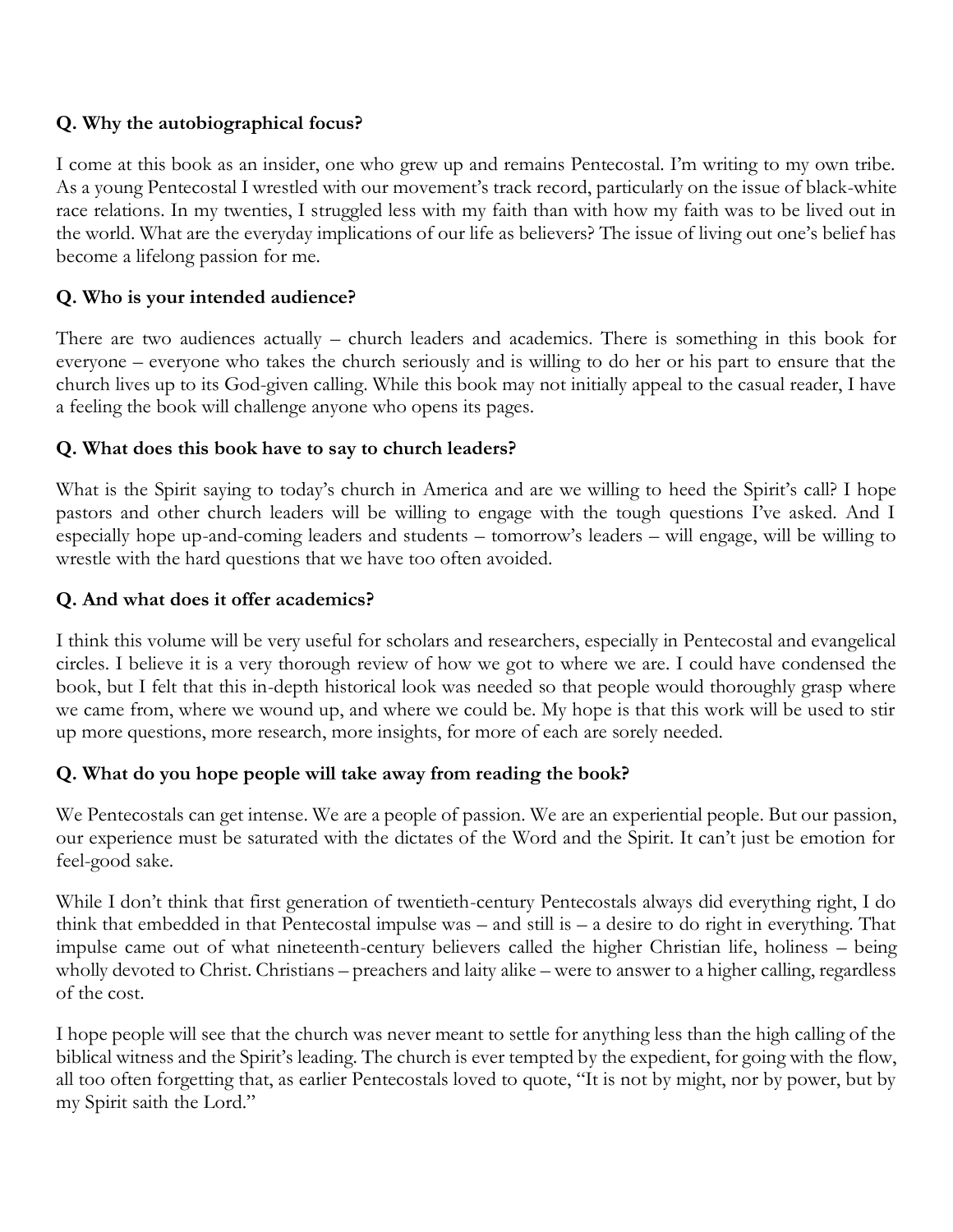**Q. Why the autobiographical focus?**

I come at this book as an insider, one who grew up and remains Pentecostal. I'm writing to my own tribe. As a young Pentecostal I wrestled with our movement's track record, particularly on the issue of black-white race relations. In my twenties, I struggled less with my faith than with how my faith was to be lived out in the world. What are the everyday implications of our life as believers? The issue of living out one's belief has become a lifelong passion for me.

**Q. Who is your intended audience?**

There are two audiences actually – church leaders and academics. There is something in this book for everyone – everyone who takes the church seriously and is willing to do her or his part to ensure that the church lives up to its God-given calling. While this book may not initially appeal to the casual reader, I have a feeling the book will challenge anyone who opens its pages.

**Q. What does this book have to say to church leaders?**

What is the Spirit saying to today's church in America and are we willing to heed the Spirit's call? I hope pastors and other church leaders will be willing to engage with the tough questions I've asked. And I especially hope up-and-coming leaders and students – tomorrow's leaders – will engage, will be willing to wrestle with the hard questions that we have too often avoided.

**Q. And what does it offer academics?**

I think this volume will be very useful for scholars and researchers, especially in Pentecostal and evangelical circles. I believe it is a very thorough review of how we got to where we are. I could have condensed the book, but I felt that this in-depth historical look was needed so that people would thoroughly grasp where we came from, where we wound up, and where we could be. My hope is that this work will be used to stir up more questions, more research, more insights, for more of each are sorely needed.

**Q. What do you hope people will take away from reading the book?**

We Pentecostals can get intense. We are a people of passion. We are an experiential people. But our passion, our experience must be saturated with the dictates of the Word and the Spirit. It can't just be emotion for feel-good sake.

While I don't think that first generation of twentieth-century Pentecostals always did everything right, I do think that embedded in that Pentecostal impulse was – and still is – a desire to do right in everything. That impulse came out of what nineteenth-century believers called the higher Christian life, holiness – being wholly devoted to Christ. Christians – preachers and laity alike – were to answer to a higher calling, regardless of the cost.

I hope people will see that the church was never meant to settle for anything less than the high calling of the biblical witness and the Spirit's leading. The church is ever tempted by the expedient, for going with the flow, all too often forgetting that, as earlier Pentecostals loved to quote, "It is not by might, nor by power, but by my Spirit saith the Lord."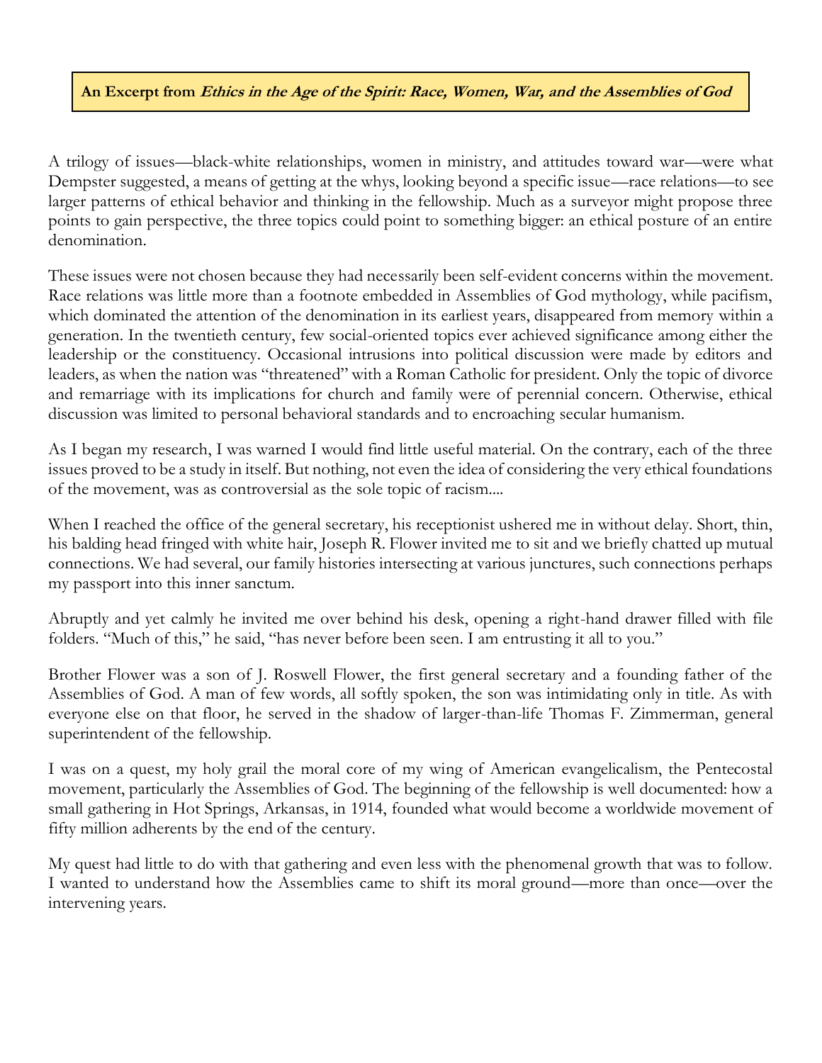**An Excerpt from *Ethics in the Age of the Spirit: Race, Women, War, and the Assemblies of God***

A trilogy of issues—black-white relationships, women in ministry, and attitudes toward war—were what Dempster suggested, a means of getting at the whys, looking beyond a specific issue—race relations—to see larger patterns of ethical behavior and thinking in the fellowship. Much as a surveyor might propose three points to gain perspective, the three topics could point to something bigger: an ethical posture of an entire denomination.

These issues were not chosen because they had necessarily been self-evident concerns within the movement. Race relations was little more than a footnote embedded in Assemblies of God mythology, while pacifism, which dominated the attention of the denomination in its earliest years, disappeared from memory within a generation. In the twentieth century, few social-oriented topics ever achieved significance among either the leadership or the constituency. Occasional intrusions into political discussion were made by editors and leaders, as when the nation was "threatened" with a Roman Catholic for president. Only the topic of divorce and remarriage with its implications for church and family were of perennial concern. Otherwise, ethical discussion was limited to personal behavioral standards and to encroaching secular humanism.

As I began my research, I was warned I would find little useful material. On the contrary, each of the three issues proved to be a study in itself. But nothing, not even the idea of considering the very ethical foundations of the movement, was as controversial as the sole topic of racism....

When I reached the office of the general secretary, his receptionist ushered me in without delay. Short, thin, his balding head fringed with white hair, Joseph R. Flower invited me to sit and we briefly chatted up mutual connections. We had several, our family histories intersecting at various junctures, such connections perhaps my passport into this inner sanctum.

Abruptly and yet calmly he invited me over behind his desk, opening a right-hand drawer filled with file folders. "Much of this," he said, "has never before been seen. I am entrusting it all to you."

Brother Flower was a son of J. Roswell Flower, the first general secretary and a founding father of the Assemblies of God. A man of few words, all softly spoken, the son was intimidating only in title. As with everyone else on that floor, he served in the shadow of larger-than-life Thomas F. Zimmerman, general superintendent of the fellowship.

I was on a quest, my holy grail the moral core of my wing of American evangelicalism, the Pentecostal movement, particularly the Assemblies of God. The beginning of the fellowship is well documented: how a small gathering in Hot Springs, Arkansas, in 1914, founded what would become a worldwide movement of fifty million adherents by the end of the century.

My quest had little to do with that gathering and even less with the phenomenal growth that was to follow. I wanted to understand how the Assemblies came to shift its moral ground—more than once—over the intervening years.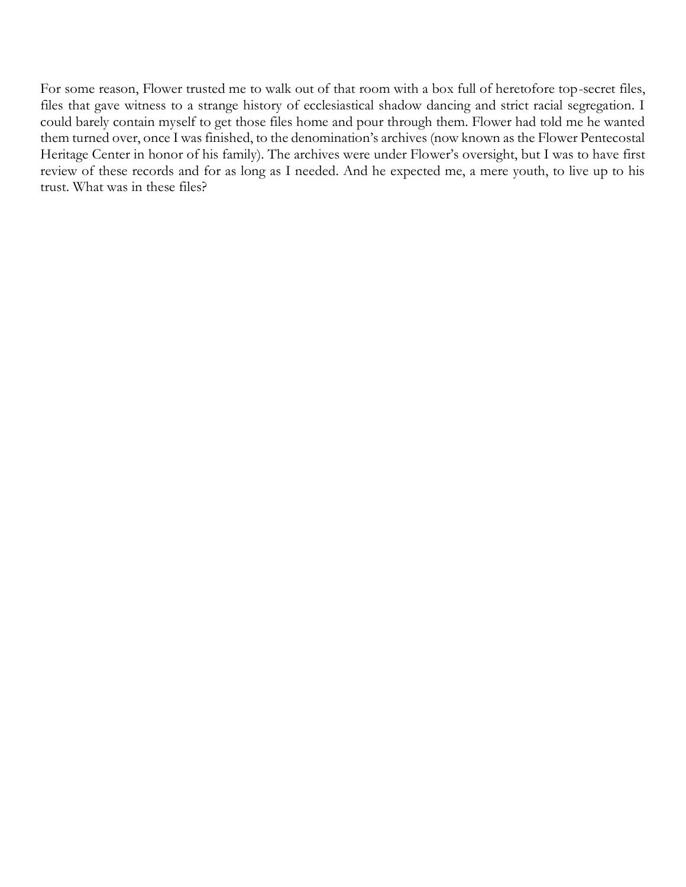For some reason, Flower trusted me to walk out of that room with a box full of heretofore top-secret files, files that gave witness to a strange history of ecclesiastical shadow dancing and strict racial segregation. I could barely contain myself to get those files home and pour through them. Flower had told me he wanted them turned over, once I was finished, to the denomination's archives (now known as the Flower Pentecostal Heritage Center in honor of his family). The archives were under Flower's oversight, but I was to have first review of these records and for as long as I needed. And he expected me, a mere youth, to live up to his trust. What was in these files?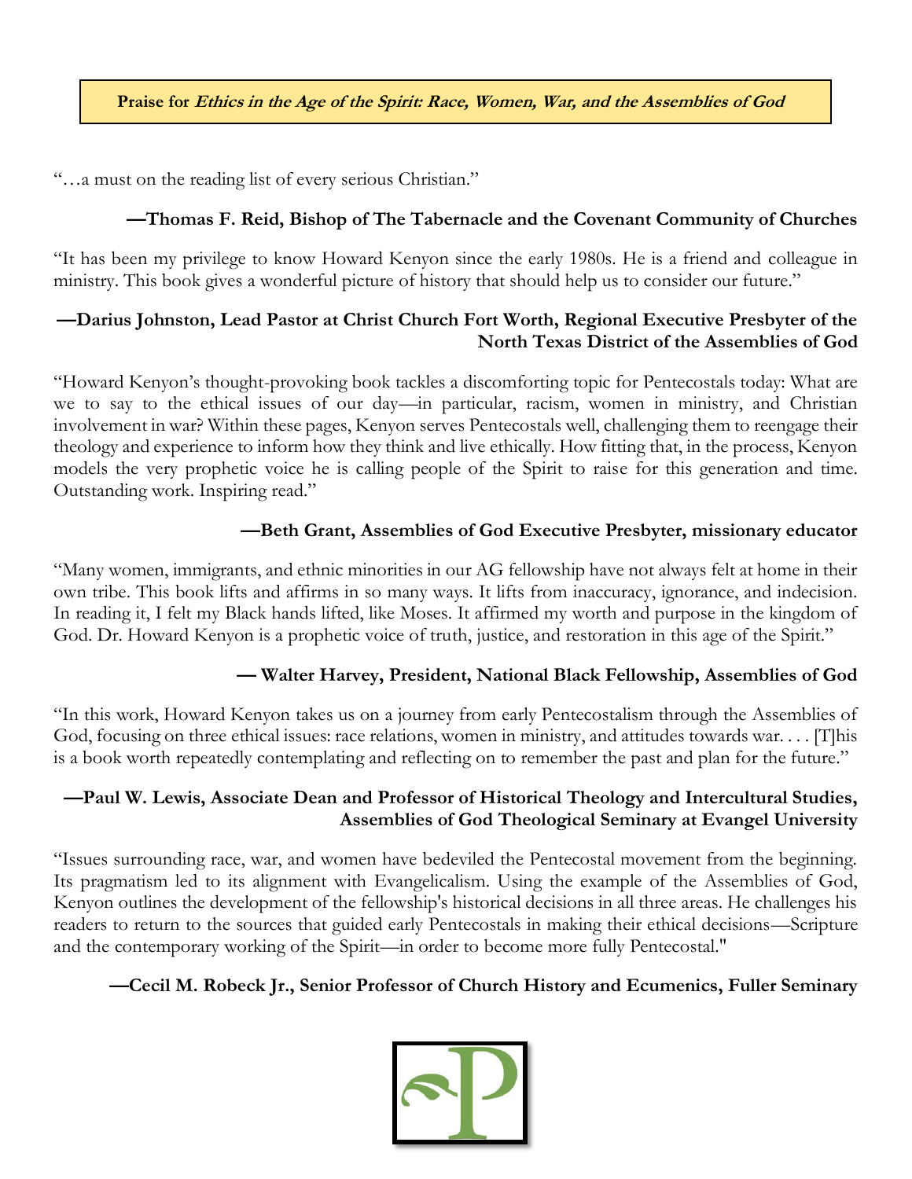**Praise for *Ethics in the Age of the Spirit: Race, Women, War, and the Assemblies of God***

"…a must on the reading list of every serious Christian."

**—Thomas F. Reid, Bishop of The Tabernacle and the Covenant Community of Churches**

"It has been my privilege to know Howard Kenyon since the early 1980s. He is a friend and colleague in ministry. This book gives a wonderful picture of history that should help us to consider our future."

**—Darius Johnston, Lead Pastor at Christ Church Fort Worth, Regional Executive Presbyter of the North Texas District of the Assemblies of God**

"Howard Kenyon's thought-provoking book tackles a discomforting topic for Pentecostals today: What are we to say to the ethical issues of our day—in particular, racism, women in ministry, and Christian involvement in war? Within these pages, Kenyon serves Pentecostals well, challenging them to reengage their theology and experience to inform how they think and live ethically. How fitting that, in the process, Kenyon models the very prophetic voice he is calling people of the Spirit to raise for this generation and time. Outstanding work. Inspiring read."

**—Beth Grant, Assemblies of God Executive Presbyter, missionary educator**

"Many women, immigrants, and ethnic minorities in our AG fellowship have not always felt at home in their own tribe. This book lifts and affirms in so many ways. It lifts from inaccuracy, ignorance, and indecision. In reading it, I felt my Black hands lifted, like Moses. It affirmed my worth and purpose in the kingdom of God. Dr. Howard Kenyon is a prophetic voice of truth, justice, and restoration in this age of the Spirit."

**— Walter Harvey, President, National Black Fellowship, Assemblies of God**

"In this work, Howard Kenyon takes us on a journey from early Pentecostalism through the Assemblies of God, focusing on three ethical issues: race relations, women in ministry, and attitudes towards war. . . . [T]his is a book worth repeatedly contemplating and reflecting on to remember the past and plan for the future."

**—Paul W. Lewis, Associate Dean and Professor of Historical Theology and Intercultural Studies, Assemblies of God Theological Seminary at Evangel University**

"Issues surrounding race, war, and women have bedeviled the Pentecostal movement from the beginning. Its pragmatism led to its alignment with Evangelicalism. Using the example of the Assemblies of God, Kenyon outlines the development of the fellowship's historical decisions in all three areas. He challenges his readers to return to the sources that guided early Pentecostals in making their ethical decisions—Scripture and the contemporary working of the Spirit—in order to become more fully Pentecostal."

**—Cecil M. Robeck Jr., Senior Professor of Church History and Ecumenics, Fuller Seminary**